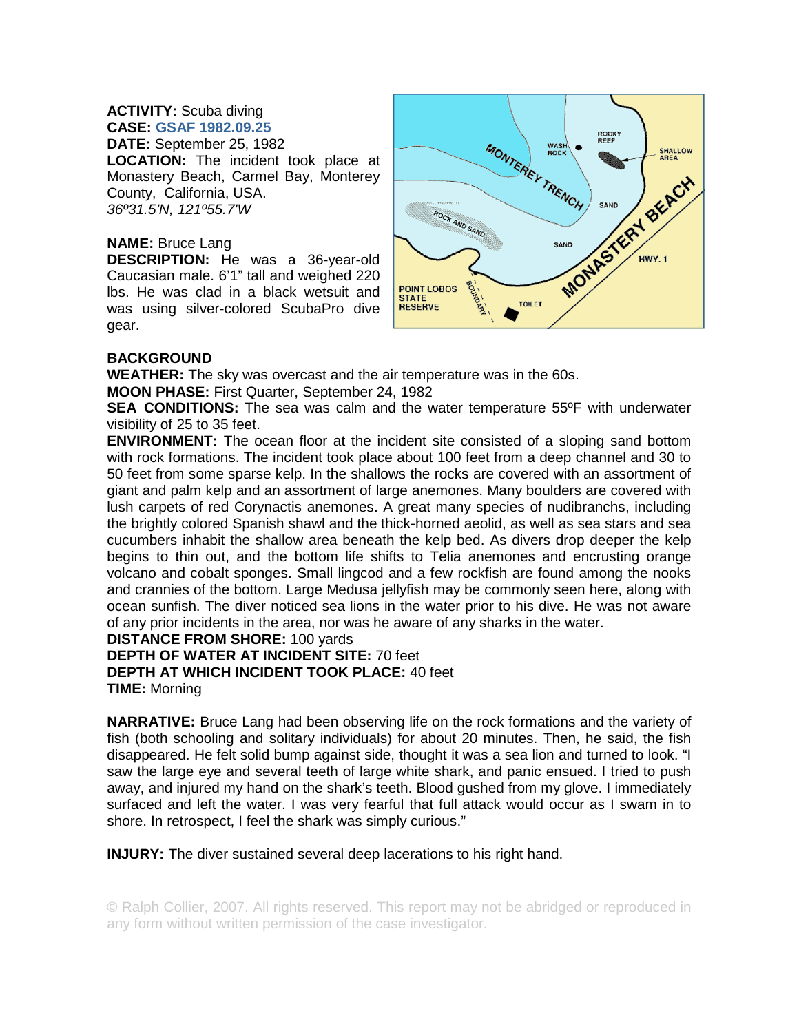**ACTIVITY:** Scuba diving
**CASE:** GSAF 1982.09.25
**DATE:** September 25, 1982
**LOCATION:** The incident took place at Monastery Beach, Carmel Bay, Monterey County, California, USA.
*36º31.5'N, 121º55.7'W*

**NAME:** Bruce Lang
**DESCRIPTION:** He was a 36-year-old Caucasian male. 6'1" tall and weighed 220 lbs. He was clad in a black wetsuit and was using silver-colored ScubaPro dive gear.

**BACKGROUND**
**WEATHER:** The sky was overcast and the air temperature was in the 60s.
**MOON PHASE:** First Quarter, September 24, 1982
**SEA CONDITIONS:** The sea was calm and the water temperature 55ºF with underwater visibility of 25 to 35 feet.
**ENVIRONMENT:** The ocean floor at the incident site consisted of a sloping sand bottom with rock formations. The incident took place about 100 feet from a deep channel and 30 to 50 feet from some sparse kelp. In the shallows the rocks are covered with an assortment of giant and palm kelp and an assortment of large anemones. Many boulders are covered with lush carpets of red Corynactis anemones. A great many species of nudibranchs, including the brightly colored Spanish shawl and the thick-horned aeolid, as well as sea stars and sea cucumbers inhabit the shallow area beneath the kelp bed. As divers drop deeper the kelp begins to thin out, and the bottom life shifts to Telia anemones and encrusting orange volcano and cobalt sponges. Small lingcod and a few rockfish are found among the nooks and crannies of the bottom. Large Medusa jellyfish may be commonly seen here, along with ocean sunfish. The diver noticed sea lions in the water prior to his dive. He was not aware of any prior incidents in the area, nor was he aware of any sharks in the water.
**DISTANCE FROM SHORE:** 100 yards
**DEPTH OF WATER AT INCIDENT SITE:** 70 feet
**DEPTH AT WHICH INCIDENT TOOK PLACE:** 40 feet
**TIME:** Morning

**NARRATIVE:** Bruce Lang had been observing life on the rock formations and the variety of fish (both schooling and solitary individuals) for about 20 minutes. Then, he said, the fish disappeared. He felt solid bump against side, thought it was a sea lion and turned to look. "I saw the large eye and several teeth of large white shark, and panic ensued. I tried to push away, and injured my hand on the shark's teeth. Blood gushed from my glove. I immediately surfaced and left the water. I was very fearful that full attack would occur as I swam in to shore. In retrospect, I feel the shark was simply curious."

**INJURY:** The diver sustained several deep lacerations to his right hand.

© Ralph Collier, 2007. All rights reserved. This report may not be abridged or reproduced in any form without written permission of the case investigator.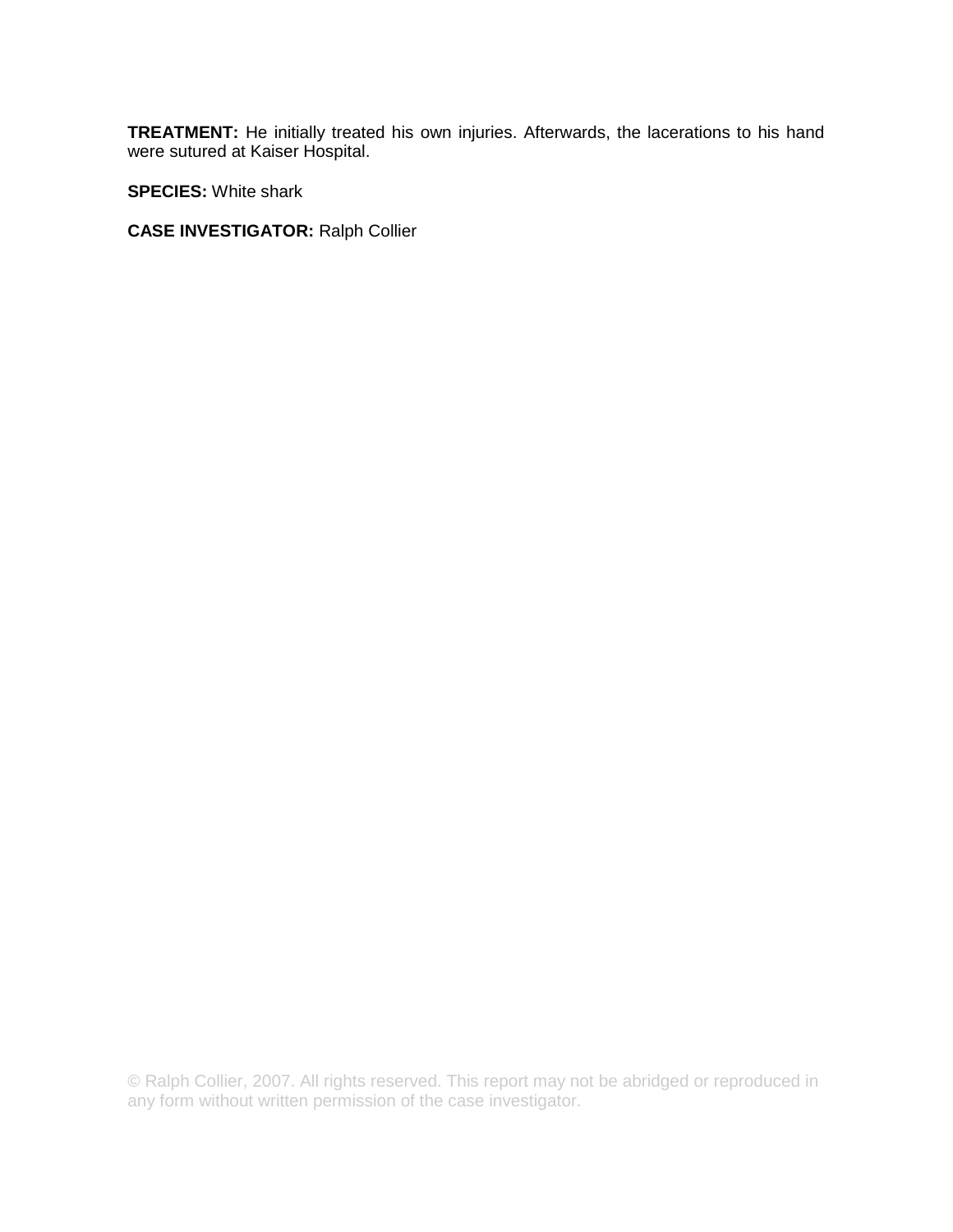**TREATMENT:** He initially treated his own injuries. Afterwards, the lacerations to his hand were sutured at Kaiser Hospital.

**SPECIES:** White shark

**CASE INVESTIGATOR:** Ralph Collier

© Ralph Collier, 2007. All rights reserved. This report may not be abridged or reproduced in any form without written permission of the case investigator.